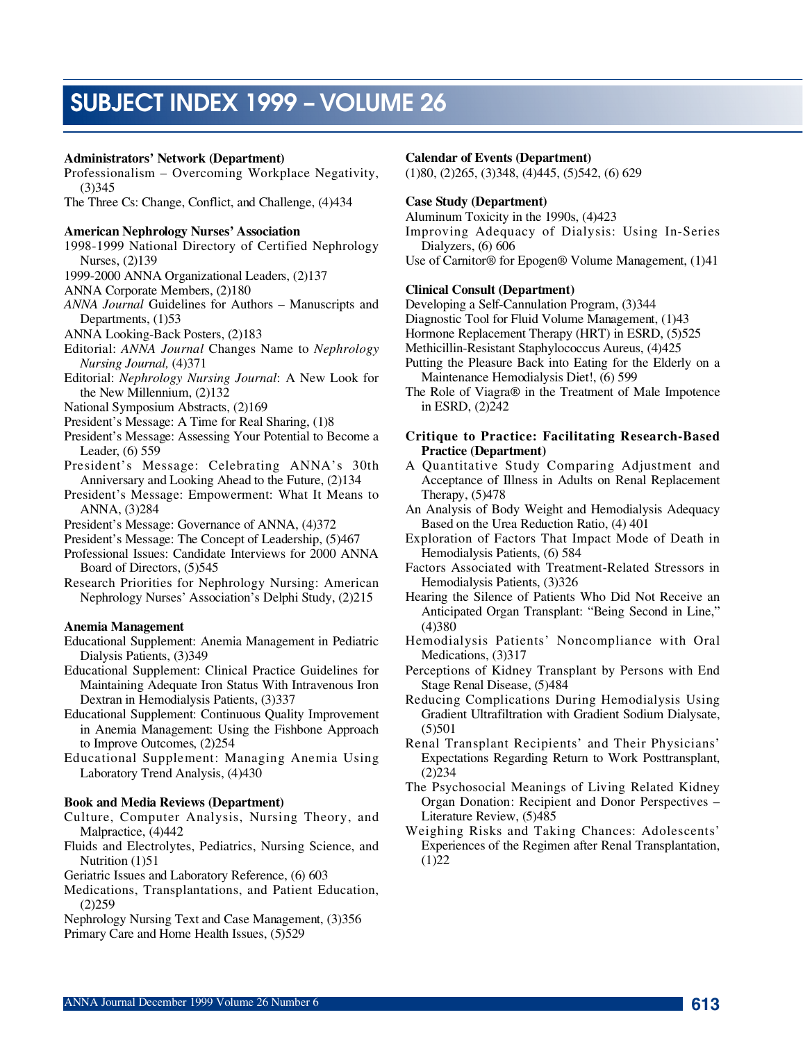# SUBJECT INDEX 1999 – VOLUME 26

**Administrators' Network (Department)**

Professionalism – Overcoming Workplace Negativity, (3)345

The Three Cs: Change, Conflict, and Challenge, (4)434

**American Nephrology Nurses' Association**

1998-1999 National Directory of Certified Nephrology Nurses, (2)139

1999-2000 ANNA Organizational Leaders, (2)137

ANNA Corporate Members, (2)180

*ANNA Journal* Guidelines for Authors – Manuscripts and Departments, (1)53

ANNA Looking-Back Posters, (2)183

Editorial: *ANNA Journal* Changes Name to *Nephrology Nursing Journal,* (4)371

Editorial: *Nephrology Nursing Journal*: A New Look for the New Millennium, (2)132

National Symposium Abstracts, (2)169

President's Message: A Time for Real Sharing, (1)8

President's Message: Assessing Your Potential to Become a Leader, (6) 559

President's Message: Celebrating ANNA's 30th Anniversary and Looking Ahead to the Future, (2)134

President's Message: Empowerment: What It Means to ANNA, (3)284

President's Message: Governance of ANNA, (4)372

President's Message: The Concept of Leadership, (5)467

Professional Issues: Candidate Interviews for 2000 ANNA Board of Directors, (5)545

Research Priorities for Nephrology Nursing: American Nephrology Nurses' Association's Delphi Study, (2)215

**Anemia Management**

Educational Supplement: Anemia Management in Pediatric Dialysis Patients, (3)349

Educational Supplement: Clinical Practice Guidelines for Maintaining Adequate Iron Status With Intravenous Iron Dextran in Hemodialysis Patients, (3)337

Educational Supplement: Continuous Quality Improvement in Anemia Management: Using the Fishbone Approach to Improve Outcomes, (2)254

Educational Supplement: Managing Anemia Using Laboratory Trend Analysis, (4)430

**Book and Media Reviews (Department)**

Culture, Computer Analysis, Nursing Theory, and Malpractice, (4)442

Fluids and Electrolytes, Pediatrics, Nursing Science, and Nutrition (1)51

Geriatric Issues and Laboratory Reference, (6) 603

Medications, Transplantations, and Patient Education, (2)259

Nephrology Nursing Text and Case Management, (3)356

Primary Care and Home Health Issues, (5)529

**Calendar of Events (Department)**

(1)80, (2)265, (3)348, (4)445, (5)542, (6) 629

**Case Study (Department)**

Aluminum Toxicity in the 1990s, (4)423

Improving Adequacy of Dialysis: Using In-Series Dialyzers, (6) 606

Use of Carnitor® for Epogen® Volume Management, (1)41

**Clinical Consult (Department)**

Developing a Self-Cannulation Program, (3)344

Diagnostic Tool for Fluid Volume Management, (1)43

Hormone Replacement Therapy (HRT) in ESRD, (5)525

Methicillin-Resistant Staphylococcus Aureus, (4)425

Putting the Pleasure Back into Eating for the Elderly on a Maintenance Hemodialysis Diet!, (6) 599

The Role of Viagra® in the Treatment of Male Impotence in ESRD, (2)242

**Critique to Practice: Facilitating Research-Based Practice (Department)**

A Quantitative Study Comparing Adjustment and Acceptance of Illness in Adults on Renal Replacement Therapy, (5)478

An Analysis of Body Weight and Hemodialysis Adequacy Based on the Urea Reduction Ratio, (4) 401

Exploration of Factors That Impact Mode of Death in Hemodialysis Patients, (6) 584

Factors Associated with Treatment-Related Stressors in Hemodialysis Patients, (3)326

Hearing the Silence of Patients Who Did Not Receive an Anticipated Organ Transplant: "Being Second in Line," (4)380

Hemodialysis Patients' Noncompliance with Oral Medications, (3)317

Perceptions of Kidney Transplant by Persons with End Stage Renal Disease, (5)484

Reducing Complications During Hemodialysis Using Gradient Ultrafiltration with Gradient Sodium Dialysate, (5)501

Renal Transplant Recipients' and Their Physicians' Expectations Regarding Return to Work Posttransplant, (2)234

The Psychosocial Meanings of Living Related Kidney Organ Donation: Recipient and Donor Perspectives – Literature Review, (5)485

Weighing Risks and Taking Chances: Adolescents' Experiences of the Regimen after Renal Transplantation, (1)22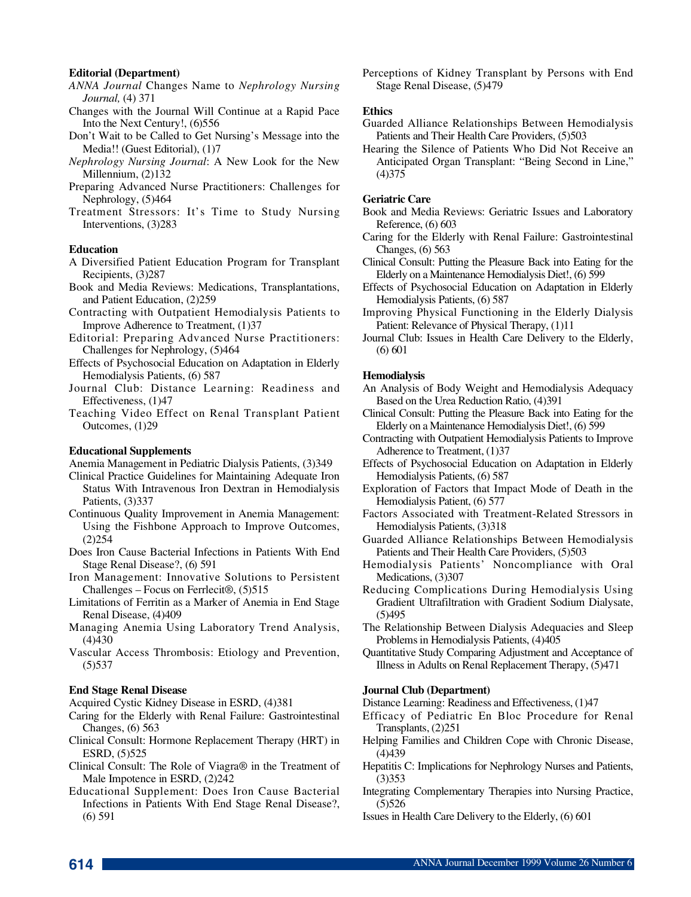**Editorial (Department)**

*ANNA Journal* Changes Name to *Nephrology Nursing Journal,* (4) 371

Changes with the Journal Will Continue at a Rapid Pace Into the Next Century!, (6)556

Don't Wait to be Called to Get Nursing's Message into the Media!! (Guest Editorial), (1)7

*Nephrology Nursing Journal*: A New Look for the New Millennium, (2)132

Preparing Advanced Nurse Practitioners: Challenges for Nephrology, (5)464

Treatment Stressors: It's Time to Study Nursing Interventions, (3)283

**Education**

A Diversified Patient Education Program for Transplant Recipients, (3)287

Book and Media Reviews: Medications, Transplantations, and Patient Education, (2)259

Contracting with Outpatient Hemodialysis Patients to Improve Adherence to Treatment, (1)37

Editorial: Preparing Advanced Nurse Practitioners: Challenges for Nephrology, (5)464

Effects of Psychosocial Education on Adaptation in Elderly Hemodialysis Patients, (6) 587

Journal Club: Distance Learning: Readiness and Effectiveness, (1)47

Teaching Video Effect on Renal Transplant Patient Outcomes, (1)29

**Educational Supplements**

Anemia Management in Pediatric Dialysis Patients, (3)349

Clinical Practice Guidelines for Maintaining Adequate Iron Status With Intravenous Iron Dextran in Hemodialysis Patients, (3)337

Continuous Quality Improvement in Anemia Management: Using the Fishbone Approach to Improve Outcomes, (2)254

Does Iron Cause Bacterial Infections in Patients With End Stage Renal Disease?, (6) 591

Iron Management: Innovative Solutions to Persistent Challenges – Focus on Ferrlecit®, (5)515

Limitations of Ferritin as a Marker of Anemia in End Stage Renal Disease, (4)409

Managing Anemia Using Laboratory Trend Analysis, (4)430

Vascular Access Thrombosis: Etiology and Prevention, (5)537

**End Stage Renal Disease**

Acquired Cystic Kidney Disease in ESRD, (4)381

Caring for the Elderly with Renal Failure: Gastrointestinal Changes, (6) 563

Clinical Consult: Hormone Replacement Therapy (HRT) in ESRD, (5)525

Clinical Consult: The Role of Viagra® in the Treatment of Male Impotence in ESRD, (2)242

Educational Supplement: Does Iron Cause Bacterial Infections in Patients With End Stage Renal Disease?, (6) 591

Perceptions of Kidney Transplant by Persons with End Stage Renal Disease, (5)479

**Ethics**

Guarded Alliance Relationships Between Hemodialysis Patients and Their Health Care Providers, (5)503

Hearing the Silence of Patients Who Did Not Receive an Anticipated Organ Transplant: "Being Second in Line," (4)375

**Geriatric Care**

Book and Media Reviews: Geriatric Issues and Laboratory Reference, (6) 603

Caring for the Elderly with Renal Failure: Gastrointestinal Changes, (6) 563

Clinical Consult: Putting the Pleasure Back into Eating for the Elderly on a Maintenance Hemodialysis Diet!, (6) 599

Effects of Psychosocial Education on Adaptation in Elderly Hemodialysis Patients, (6) 587

Improving Physical Functioning in the Elderly Dialysis Patient: Relevance of Physical Therapy, (1)11

Journal Club: Issues in Health Care Delivery to the Elderly, (6) 601

**Hemodialysis**

An Analysis of Body Weight and Hemodialysis Adequacy Based on the Urea Reduction Ratio, (4)391

Clinical Consult: Putting the Pleasure Back into Eating for the Elderly on a Maintenance Hemodialysis Diet!, (6) 599

Contracting with Outpatient Hemodialysis Patients to Improve Adherence to Treatment, (1)37

Effects of Psychosocial Education on Adaptation in Elderly Hemodialysis Patients, (6) 587

Exploration of Factors that Impact Mode of Death in the Hemodialysis Patient, (6) 577

Factors Associated with Treatment-Related Stressors in Hemodialysis Patients, (3)318

Guarded Alliance Relationships Between Hemodialysis Patients and Their Health Care Providers, (5)503

Hemodialysis Patients' Noncompliance with Oral Medications, (3)307

Reducing Complications During Hemodialysis Using Gradient Ultrafiltration with Gradient Sodium Dialysate, (5)495

The Relationship Between Dialysis Adequacies and Sleep Problems in Hemodialysis Patients, (4)405

Quantitative Study Comparing Adjustment and Acceptance of Illness in Adults on Renal Replacement Therapy, (5)471

**Journal Club (Department)**

Distance Learning: Readiness and Effectiveness, (1)47

Efficacy of Pediatric En Bloc Procedure for Renal Transplants, (2)251

Helping Families and Children Cope with Chronic Disease, (4)439

Hepatitis C: Implications for Nephrology Nurses and Patients, (3)353

Integrating Complementary Therapies into Nursing Practice, (5)526

Issues in Health Care Delivery to the Elderly, (6) 601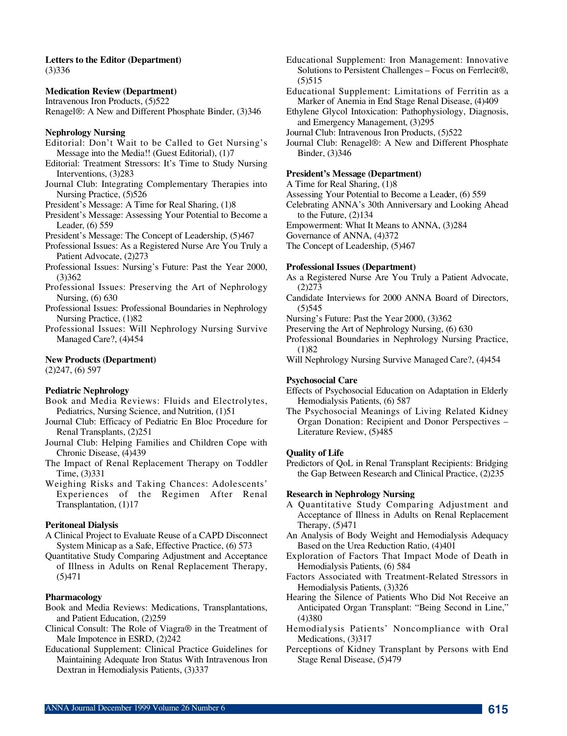**Letters to the Editor (Department)**
(3)336

**Medication Review (Department)**
Intravenous Iron Products, (5)522
Renagel®: A New and Different Phosphate Binder, (3)346

**Nephrology Nursing**
Editorial: Don't Wait to be Called to Get Nursing's Message into the Media!! (Guest Editorial), (1)7
Editorial: Treatment Stressors: It's Time to Study Nursing Interventions, (3)283
Journal Club: Integrating Complementary Therapies into Nursing Practice, (5)526
President's Message: A Time for Real Sharing, (1)8
President's Message: Assessing Your Potential to Become a Leader, (6) 559
President's Message: The Concept of Leadership, (5)467
Professional Issues: As a Registered Nurse Are You Truly a Patient Advocate, (2)273
Professional Issues: Nursing's Future: Past the Year 2000, (3)362
Professional Issues: Preserving the Art of Nephrology Nursing, (6) 630
Professional Issues: Professional Boundaries in Nephrology Nursing Practice, (1)82
Professional Issues: Will Nephrology Nursing Survive Managed Care?, (4)454

**New Products (Department)**
(2)247, (6) 597

**Pediatric Nephrology**
Book and Media Reviews: Fluids and Electrolytes, Pediatrics, Nursing Science, and Nutrition, (1)51
Journal Club: Efficacy of Pediatric En Bloc Procedure for Renal Transplants, (2)251
Journal Club: Helping Families and Children Cope with Chronic Disease, (4)439
The Impact of Renal Replacement Therapy on Toddler Time, (3)331
Weighing Risks and Taking Chances: Adolescents' Experiences of the Regimen After Renal Transplantation, (1)17

**Peritoneal Dialysis**
A Clinical Project to Evaluate Reuse of a CAPD Disconnect System Minicap as a Safe, Effective Practice, (6) 573
Quantitative Study Comparing Adjustment and Acceptance of Illness in Adults on Renal Replacement Therapy, (5)471

**Pharmacology**
Book and Media Reviews: Medications, Transplantations, and Patient Education, (2)259
Clinical Consult: The Role of Viagra® in the Treatment of Male Impotence in ESRD, (2)242
Educational Supplement: Clinical Practice Guidelines for Maintaining Adequate Iron Status With Intravenous Iron Dextran in Hemodialysis Patients, (3)337
Educational Supplement: Iron Management: Innovative Solutions to Persistent Challenges – Focus on Ferrlecit®, (5)515
Educational Supplement: Limitations of Ferritin as a Marker of Anemia in End Stage Renal Disease, (4)409
Ethylene Glycol Intoxication: Pathophysiology, Diagnosis, and Emergency Management, (3)295
Journal Club: Intravenous Iron Products, (5)522
Journal Club: Renagel®: A New and Different Phosphate Binder, (3)346

**President's Message (Department)**
A Time for Real Sharing, (1)8
Assessing Your Potential to Become a Leader, (6) 559
Celebrating ANNA's 30th Anniversary and Looking Ahead to the Future, (2)134
Empowerment: What It Means to ANNA, (3)284
Governance of ANNA, (4)372
The Concept of Leadership, (5)467

**Professional Issues (Department)**
As a Registered Nurse Are You Truly a Patient Advocate, (2)273
Candidate Interviews for 2000 ANNA Board of Directors, (5)545
Nursing's Future: Past the Year 2000, (3)362
Preserving the Art of Nephrology Nursing, (6) 630
Professional Boundaries in Nephrology Nursing Practice, (1)82
Will Nephrology Nursing Survive Managed Care?, (4)454

**Psychosocial Care**
Effects of Psychosocial Education on Adaptation in Elderly Hemodialysis Patients, (6) 587
The Psychosocial Meanings of Living Related Kidney Organ Donation: Recipient and Donor Perspectives – Literature Review, (5)485

**Quality of Life**
Predictors of QoL in Renal Transplant Recipients: Bridging the Gap Between Research and Clinical Practice, (2)235

**Research in Nephrology Nursing**
A Quantitative Study Comparing Adjustment and Acceptance of Illness in Adults on Renal Replacement Therapy, (5)471
An Analysis of Body Weight and Hemodialysis Adequacy Based on the Urea Reduction Ratio, (4)401
Exploration of Factors That Impact Mode of Death in Hemodialysis Patients, (6) 584
Factors Associated with Treatment-Related Stressors in Hemodialysis Patients, (3)326
Hearing the Silence of Patients Who Did Not Receive an Anticipated Organ Transplant: "Being Second in Line," (4)380
Hemodialysis Patients' Noncompliance with Oral Medications, (3)317
Perceptions of Kidney Transplant by Persons with End Stage Renal Disease, (5)479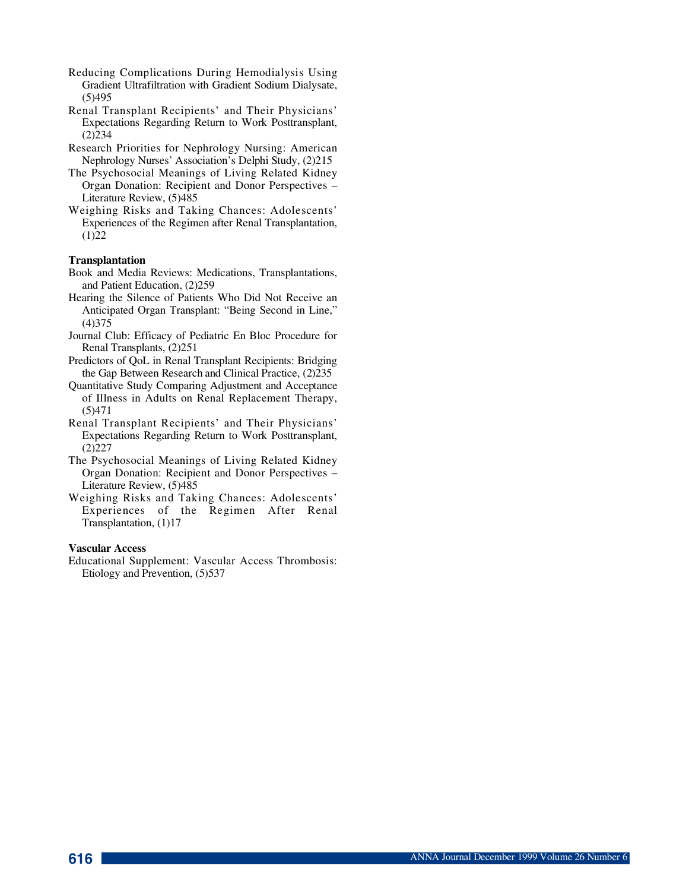Reducing Complications During Hemodialysis Using Gradient Ultrafiltration with Gradient Sodium Dialysate, (5)495

Renal Transplant Recipients' and Their Physicians' Expectations Regarding Return to Work Posttransplant, (2)234

Research Priorities for Nephrology Nursing: American Nephrology Nurses' Association's Delphi Study, (2)215

The Psychosocial Meanings of Living Related Kidney Organ Donation: Recipient and Donor Perspectives – Literature Review, (5)485

Weighing Risks and Taking Chances: Adolescents' Experiences of the Regimen after Renal Transplantation, (1)22

**Transplantation**

Book and Media Reviews: Medications, Transplantations, and Patient Education, (2)259

Hearing the Silence of Patients Who Did Not Receive an Anticipated Organ Transplant: "Being Second in Line," (4)375

Journal Club: Efficacy of Pediatric En Bloc Procedure for Renal Transplants, (2)251

Predictors of QoL in Renal Transplant Recipients: Bridging the Gap Between Research and Clinical Practice, (2)235

Quantitative Study Comparing Adjustment and Acceptance of Illness in Adults on Renal Replacement Therapy, (5)471

Renal Transplant Recipients' and Their Physicians' Expectations Regarding Return to Work Posttransplant, (2)227

The Psychosocial Meanings of Living Related Kidney Organ Donation: Recipient and Donor Perspectives – Literature Review, (5)485

Weighing Risks and Taking Chances: Adolescents' Experiences of the Regimen After Renal Transplantation, (1)17

**Vascular Access**

Educational Supplement: Vascular Access Thrombosis: Etiology and Prevention, (5)537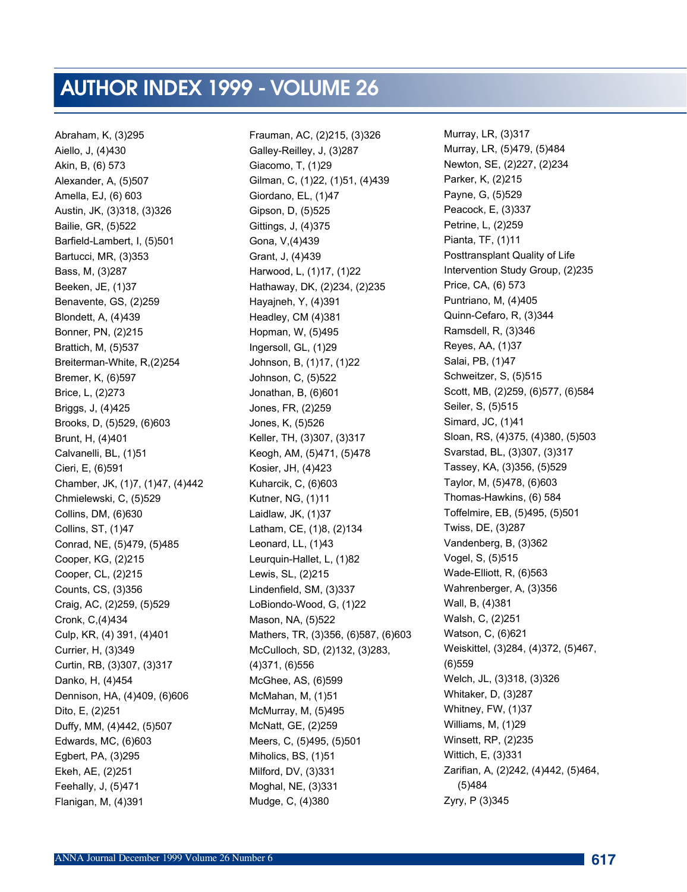# AUTHOR INDEX 1999 - VOLUME 26

Abraham, K, (3)295
Aiello, J, (4)430
Akin, B, (6) 573
Alexander, A, (5)507
Amella, EJ, (6) 603
Austin, JK, (3)318, (3)326
Bailie, GR, (5)522
Barfield-Lambert, I, (5)501
Bartucci, MR, (3)353
Bass, M, (3)287
Beeken, JE, (1)37
Benavente, GS, (2)259
Blondett, A, (4)439
Bonner, PN, (2)215
Brattich, M, (5)537
Breiterman-White, R,(2)254
Bremer, K, (6)597
Brice, L, (2)273
Briggs, J, (4)425
Brooks, D, (5)529, (6)603
Brunt, H, (4)401
Calvanelli, BL, (1)51
Cieri, E, (6)591
Chamber, JK, (1)7, (1)47, (4)442
Chmielewski, C, (5)529
Collins, DM, (6)630
Collins, ST, (1)47
Conrad, NE, (5)479, (5)485
Cooper, KG, (2)215
Cooper, CL, (2)215
Counts, CS, (3)356
Craig, AC, (2)259, (5)529
Cronk, C,(4)434
Culp, KR, (4) 391, (4)401
Currier, H, (3)349
Curtin, RB, (3)307, (3)317
Danko, H, (4)454
Dennison, HA, (4)409, (6)606
Dito, E, (2)251
Duffy, MM, (4)442, (5)507
Edwards, MC, (6)603
Egbert, PA, (3)295
Ekeh, AE, (2)251
Feehally, J, (5)471
Flanigan, M, (4)391
Frauman, AC, (2)215, (3)326
Galley-Reilley, J, (3)287
Giacomo, T, (1)29
Gilman, C, (1)22, (1)51, (4)439
Giordano, EL, (1)47
Gipson, D, (5)525
Gittings, J, (4)375
Gona, V,(4)439
Grant, J, (4)439
Harwood, L, (1)17, (1)22
Hathaway, DK, (2)234, (2)235
Hayajneh, Y, (4)391
Headley, CM (4)381
Hopman, W, (5)495
Ingersoll, GL, (1)29
Johnson, B, (1)17, (1)22
Johnson, C, (5)522
Jonathan, B, (6)601
Jones, FR, (2)259
Jones, K, (5)526
Keller, TH, (3)307, (3)317
Keogh, AM, (5)471, (5)478
Kosier, JH, (4)423
Kuharcik, C, (6)603
Kutner, NG, (1)11
Laidlaw, JK, (1)37
Latham, CE, (1)8, (2)134
Leonard, LL, (1)43
Leurquin-Hallet, L, (1)82
Lewis, SL, (2)215
Lindenfield, SM, (3)337
LoBiondo-Wood, G, (1)22
Mason, NA, (5)522
Mathers, TR, (3)356, (6)587, (6)603
McCulloch, SD, (2)132, (3)283, (4)371, (6)556
McGhee, AS, (6)599
McMahan, M, (1)51
McMurray, M, (5)495
McNatt, GE, (2)259
Meers, C, (5)495, (5)501
Miholics, BS, (1)51
Milford, DV, (3)331
Moghal, NE, (3)331
Mudge, C, (4)380
Murray, LR, (3)317
Murray, LR, (5)479, (5)484
Newton, SE, (2)227, (2)234
Parker, K, (2)215
Payne, G, (5)529
Peacock, E, (3)337
Petrine, L, (2)259
Pianta, TF, (1)11
Posttransplant Quality of Life Intervention Study Group, (2)235
Price, CA, (6) 573
Puntriano, M, (4)405
Quinn-Cefaro, R, (3)344
Ramsdell, R, (3)346
Reyes, AA, (1)37
Salai, PB, (1)47
Schweitzer, S, (5)515
Scott, MB, (2)259, (6)577, (6)584
Seiler, S, (5)515
Simard, JC, (1)41
Sloan, RS, (4)375, (4)380, (5)503
Svarstad, BL, (3)307, (3)317
Tassey, KA, (3)356, (5)529
Taylor, M, (5)478, (6)603
Thomas-Hawkins, (6) 584
Toffelmire, EB, (5)495, (5)501
Twiss, DE, (3)287
Vandenberg, B, (3)362
Vogel, S, (5)515
Wade-Elliott, R, (6)563
Wahrenberger, A, (3)356
Wall, B, (4)381
Walsh, C, (2)251
Watson, C, (6)621
Weiskittel, (3)284, (4)372, (5)467, (6)559
Welch, JL, (3)318, (3)326
Whitaker, D, (3)287
Whitney, FW, (1)37
Williams, M, (1)29
Winsett, RP, (2)235
Wittich, E, (3)331
Zarifian, A, (2)242, (4)442, (5)464, (5)484
Zyry, P (3)345